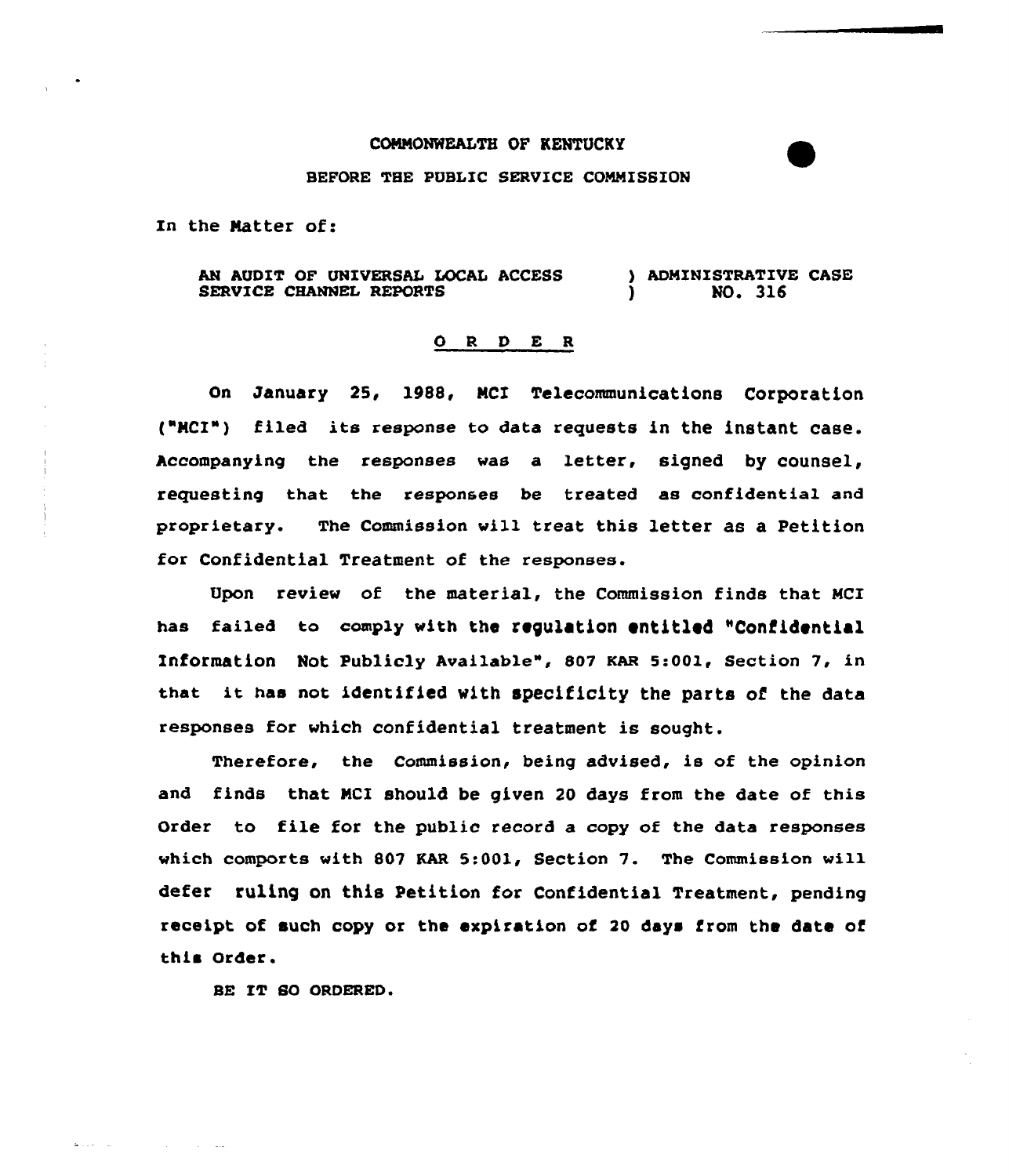COMMONWEALTH OF KENTUCKY

BEFORE THE PUBLIC SERVICE COMMISSION

In the Matter of:

AN AUDIT OF UNIVERSAL LOCAL ACCESS SERVICE CHANNEL REPORTS ) ADMINISTRATIVE CASE NO. 316

## O R D E R

On January 25, 1988, MCI Telecommunications Corporation ("MCI") filed its response to data requests in the instant case. Accompanying the responses was a letter, signed by counsel, requesting that the responses be treated as confidential and proprietary. The Commission will treat this letter as a Petition for Confidential Treatment of the responses.

Upon review of the material, the Commission finds that MCI has failed to comply with the regulation entitled "Confidential Information Not Publicly Available", 807 KAR 5:001, Section 7, in that it has not identified with specificity the parts of the data responses for which confidential treatment is sought.

Therefore, the Commission, being advised, is of the opinion and finds that MCI should be given 20 days from the date of this Order to file for the public record a copy of the data responses which comports with 807 KAR 5:001, Section 7. The Commission will defer ruling on this Petition for Confidential Treatment, pending receipt of such copy or the expiration of 20 days from the date of this Order.

BE IT SO ORDERED.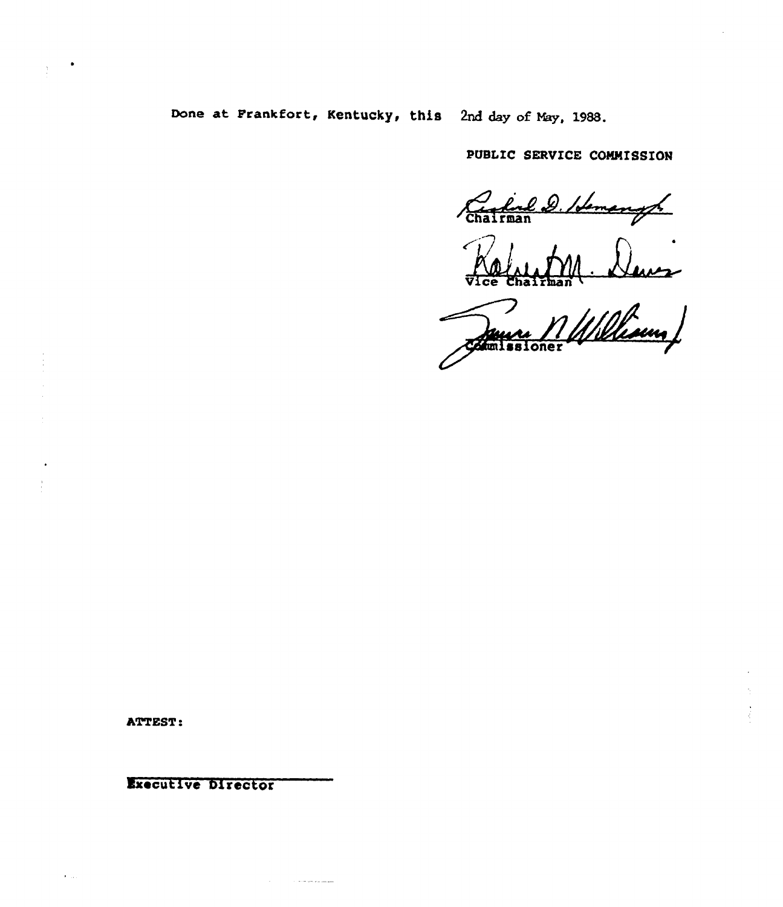Done at Frankfort, Kentucky, this 2nd day of May, 1988.

PUBLIC SERVICE COMMISSION

Chairman

Vice Chairman

Commissioner

ATTEST:

Executive Director